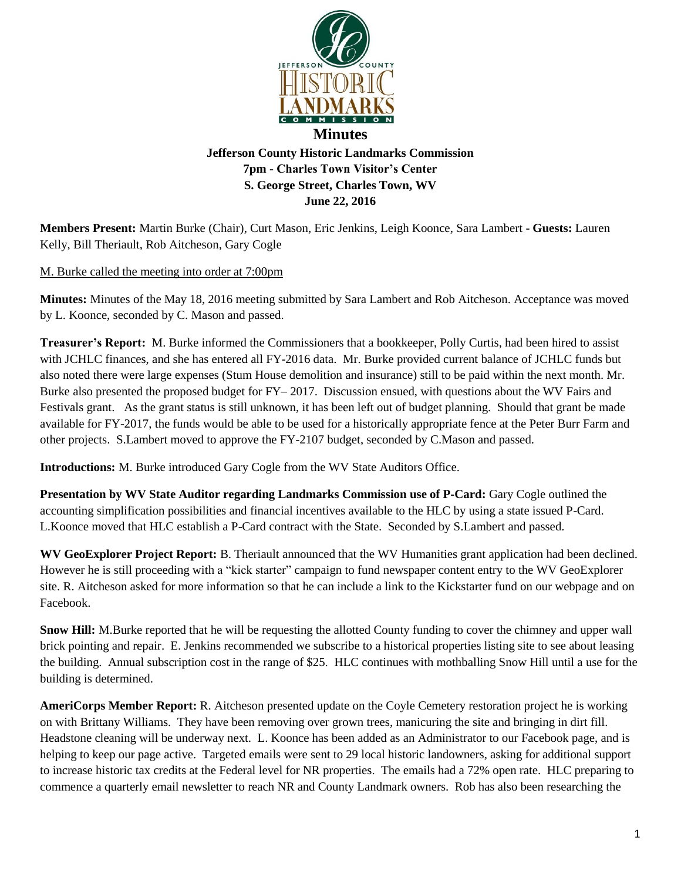# Minutes

**Jefferson County Historic Landmarks Commission**
**7pm - Charles Town Visitor's Center**
**S. George Street, Charles Town, WV**
**June 22, 2016**

**Members Present:** Martin Burke (Chair), Curt Mason, Eric Jenkins, Leigh Koonce, Sara Lambert - **Guests:** Lauren Kelly, Bill Theriault, Rob Aitcheson, Gary Cogle

M. Burke called the meeting into order at 7:00pm

**Minutes:** Minutes of the May 18, 2016 meeting submitted by Sara Lambert and Rob Aitcheson. Acceptance was moved by L. Koonce, seconded by C. Mason and passed.

**Treasurer's Report:** M. Burke informed the Commissioners that a bookkeeper, Polly Curtis, had been hired to assist with JCHLC finances, and she has entered all FY-2016 data. Mr. Burke provided current balance of JCHLC funds but also noted there were large expenses (Stum House demolition and insurance) still to be paid within the next month. Mr. Burke also presented the proposed budget for FY– 2017. Discussion ensued, with questions about the WV Fairs and Festivals grant. As the grant status is still unknown, it has been left out of budget planning. Should that grant be made available for FY-2017, the funds would be able to be used for a historically appropriate fence at the Peter Burr Farm and other projects. S.Lambert moved to approve the FY-2107 budget, seconded by C.Mason and passed.

**Introductions:** M. Burke introduced Gary Cogle from the WV State Auditors Office.

**Presentation by WV State Auditor regarding Landmarks Commission use of P-Card:** Gary Cogle outlined the accounting simplification possibilities and financial incentives available to the HLC by using a state issued P-Card. L.Koonce moved that HLC establish a P-Card contract with the State. Seconded by S.Lambert and passed.

**WV GeoExplorer Project Report:** B. Theriault announced that the WV Humanities grant application had been declined. However he is still proceeding with a "kick starter" campaign to fund newspaper content entry to the WV GeoExplorer site. R. Aitcheson asked for more information so that he can include a link to the Kickstarter fund on our webpage and on Facebook.

**Snow Hill:** M.Burke reported that he will be requesting the allotted County funding to cover the chimney and upper wall brick pointing and repair. E. Jenkins recommended we subscribe to a historical properties listing site to see about leasing the building. Annual subscription cost in the range of $25. HLC continues with mothballing Snow Hill until a use for the building is determined.

**AmeriCorps Member Report:** R. Aitcheson presented update on the Coyle Cemetery restoration project he is working on with Brittany Williams. They have been removing over grown trees, manicuring the site and bringing in dirt fill. Headstone cleaning will be underway next. L. Koonce has been added as an Administrator to our Facebook page, and is helping to keep our page active. Targeted emails were sent to 29 local historic landowners, asking for additional support to increase historic tax credits at the Federal level for NR properties. The emails had a 72% open rate. HLC preparing to commence a quarterly email newsletter to reach NR and County Landmark owners. Rob has also been researching the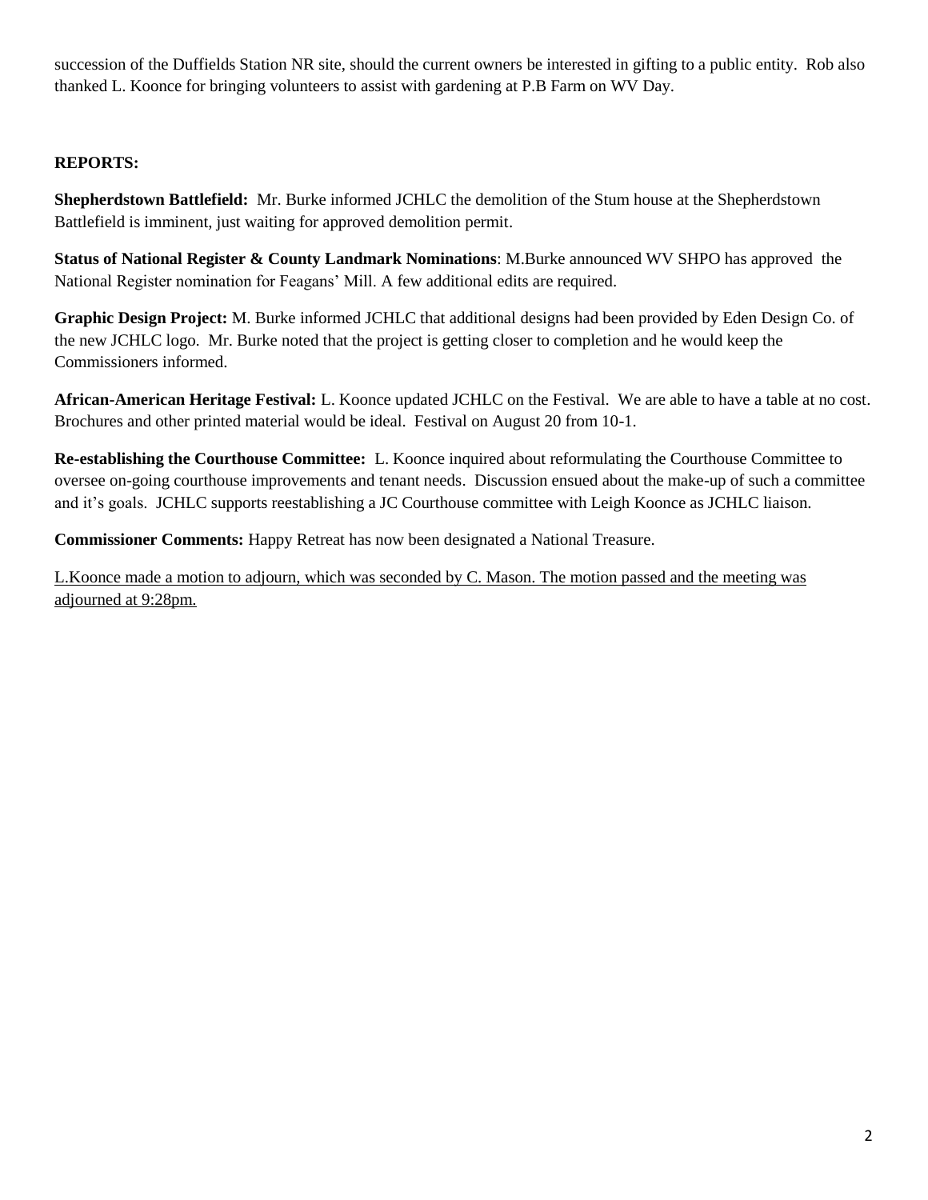succession of the Duffields Station NR site, should the current owners be interested in gifting to a public entity. Rob also thanked L. Koonce for bringing volunteers to assist with gardening at P.B Farm on WV Day.

**REPORTS:**

**Shepherdstown Battlefield:** Mr. Burke informed JCHLC the demolition of the Stum house at the Shepherdstown Battlefield is imminent, just waiting for approved demolition permit.

**Status of National Register & County Landmark Nominations**: M.Burke announced WV SHPO has approved the National Register nomination for Feagans' Mill. A few additional edits are required.

**Graphic Design Project:** M. Burke informed JCHLC that additional designs had been provided by Eden Design Co. of the new JCHLC logo. Mr. Burke noted that the project is getting closer to completion and he would keep the Commissioners informed.

**African-American Heritage Festival:** L. Koonce updated JCHLC on the Festival. We are able to have a table at no cost. Brochures and other printed material would be ideal. Festival on August 20 from 10-1.

**Re-establishing the Courthouse Committee:** L. Koonce inquired about reformulating the Courthouse Committee to oversee on-going courthouse improvements and tenant needs. Discussion ensued about the make-up of such a committee and it's goals. JCHLC supports reestablishing a JC Courthouse committee with Leigh Koonce as JCHLC liaison.

**Commissioner Comments:** Happy Retreat has now been designated a National Treasure.

<u>L.Koonce made a motion to adjourn, which was seconded by C. Mason. The motion passed and the meeting was adjourned at 9:28pm.</u>